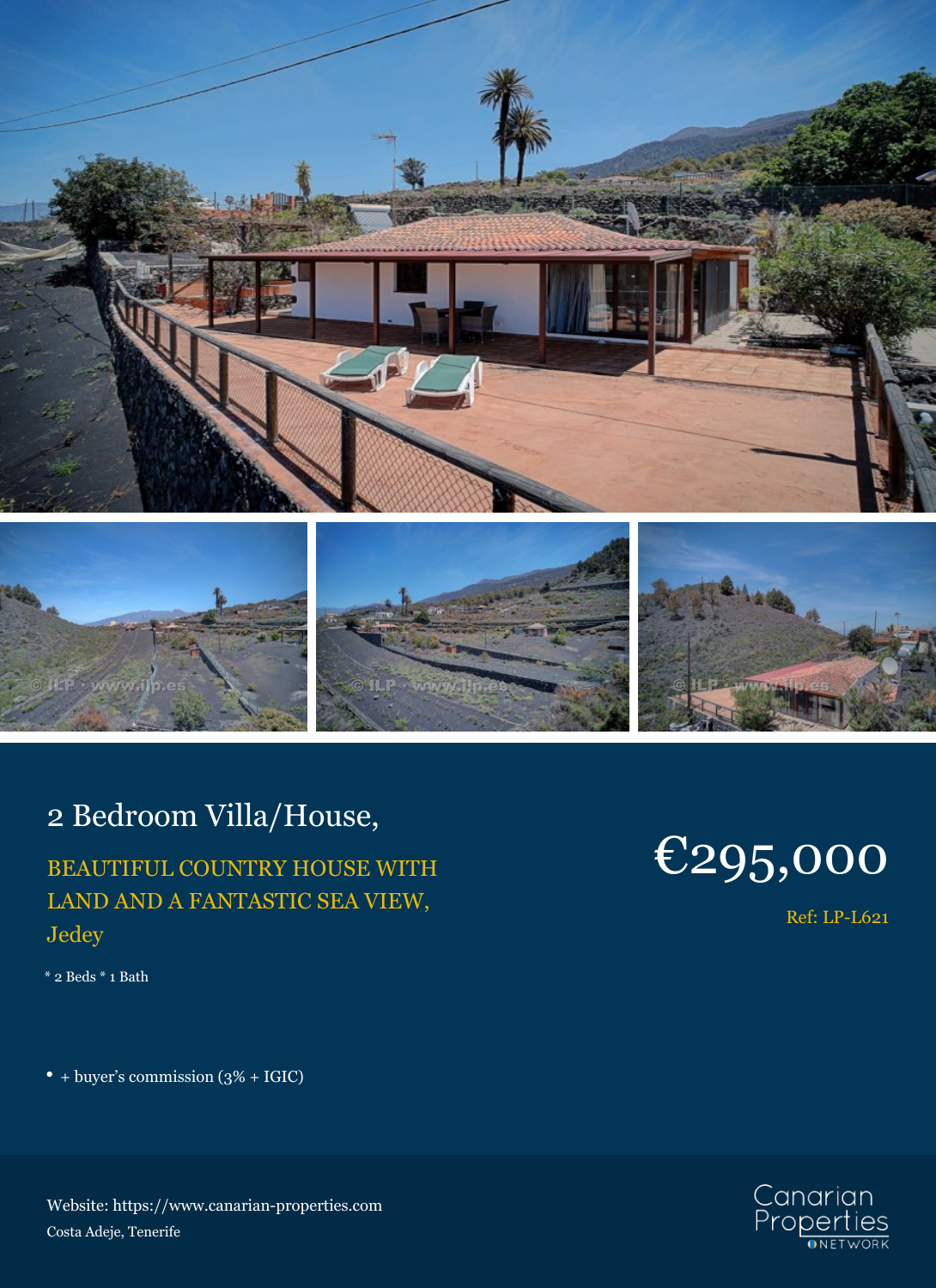## 2 Bedroom Villa/House,

BEAUTIFUL COUNTRY HOUSE WITH LAND AND A FANTASTIC SEA VIEW, Jedey

* 2 Beds * 1 Bath

# €295,000

Ref: LP-L621

- + buyer's commission (3% + IGIC)

Website: https://www.canarian-properties.com
Costa Adeje, Tenerife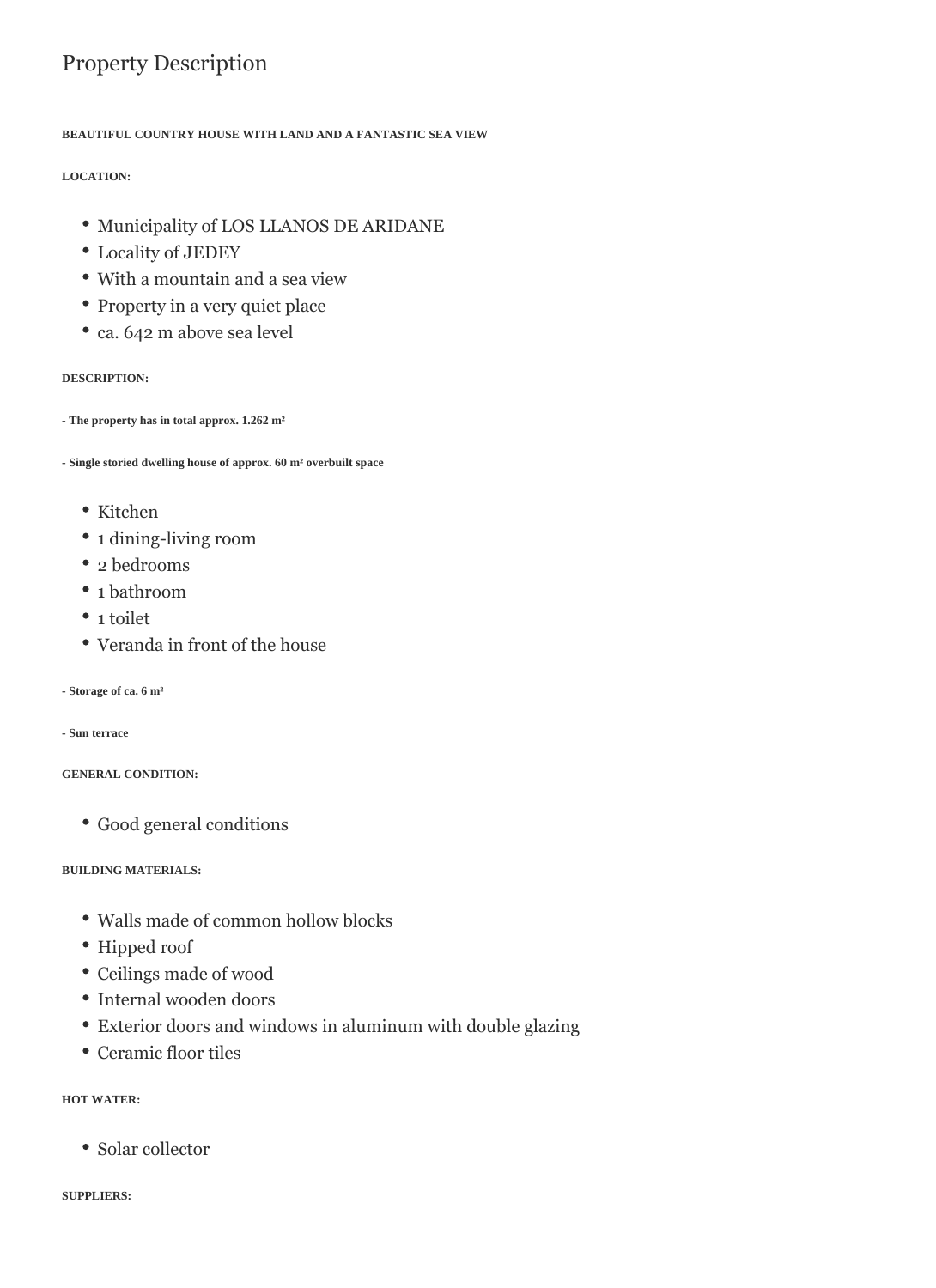# Property Description

**BEAUTIFUL COUNTRY HOUSE WITH LAND AND A FANTASTIC SEA VIEW**

**LOCATION:**

- Municipality of LOS LLANOS DE ARIDANE
- Locality of JEDEY
- With a mountain and a sea view
- Property in a very quiet place
- ca. 642 m above sea level

**DESCRIPTION:**

**- The property has in total approx. 1.262 m²**

**- Single storied dwelling house of approx. 60 m² overbuilt space**

- Kitchen
- 1 dining-living room
- 2 bedrooms
- 1 bathroom
- 1 toilet
- Veranda in front of the house

**- Storage of ca. 6 m²**

**- Sun terrace**

**GENERAL CONDITION:**

- Good general conditions

**BUILDING MATERIALS:**

- Walls made of common hollow blocks
- Hipped roof
- Ceilings made of wood
- Internal wooden doors
- Exterior doors and windows in aluminum with double glazing
- Ceramic floor tiles

**HOT WATER:**

- Solar collector

**SUPPLIERS:**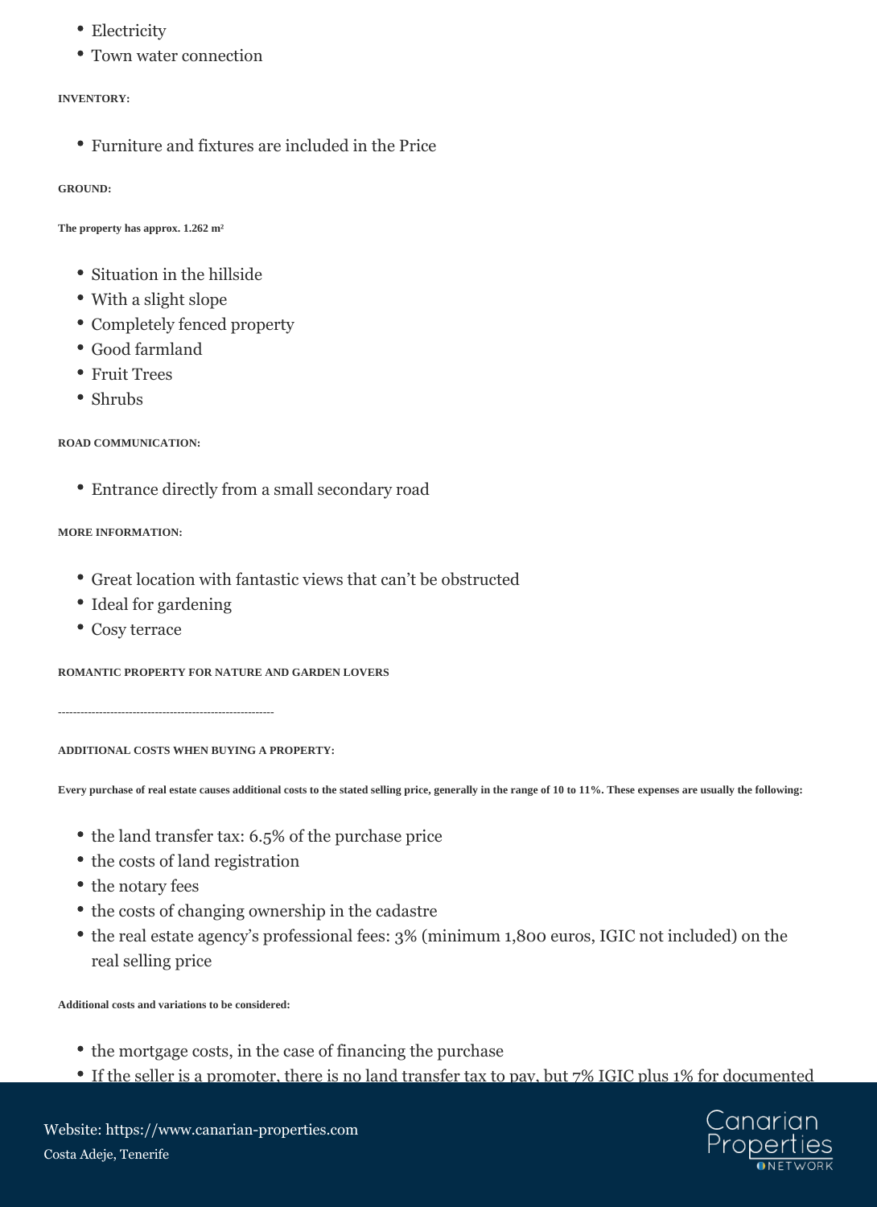- Electricity
- Town water connection

**INVENTORY:**

- Furniture and fixtures are included in the Price

**GROUND:**

**The property has approx. 1.262 m²**

- Situation in the hillside
- With a slight slope
- Completely fenced property
- Good farmland
- Fruit Trees
- Shrubs

**ROAD COMMUNICATION:**

- Entrance directly from a small secondary road

**MORE INFORMATION:**

- Great location with fantastic views that can't be obstructed
- Ideal for gardening
- Cosy terrace

**ROMANTIC PROPERTY FOR NATURE AND GARDEN LOVERS**

---------------------------------------------------------

**ADDITIONAL COSTS WHEN BUYING A PROPERTY:**

**Every purchase of real estate causes additional costs to the stated selling price, generally in the range of 10 to 11%. These expenses are usually the following:**

- the land transfer tax: 6.5% of the purchase price
- the costs of land registration
- the notary fees
- the costs of changing ownership in the cadastre
- the real estate agency's professional fees: 3% (minimum 1,800 euros, IGIC not included) on the real selling price

**Additional costs and variations to be considered:**

- the mortgage costs, in the case of financing the purchase
- If the seller is a promoter, there is no land transfer tax to pay, but 7% IGIC plus 1% for documented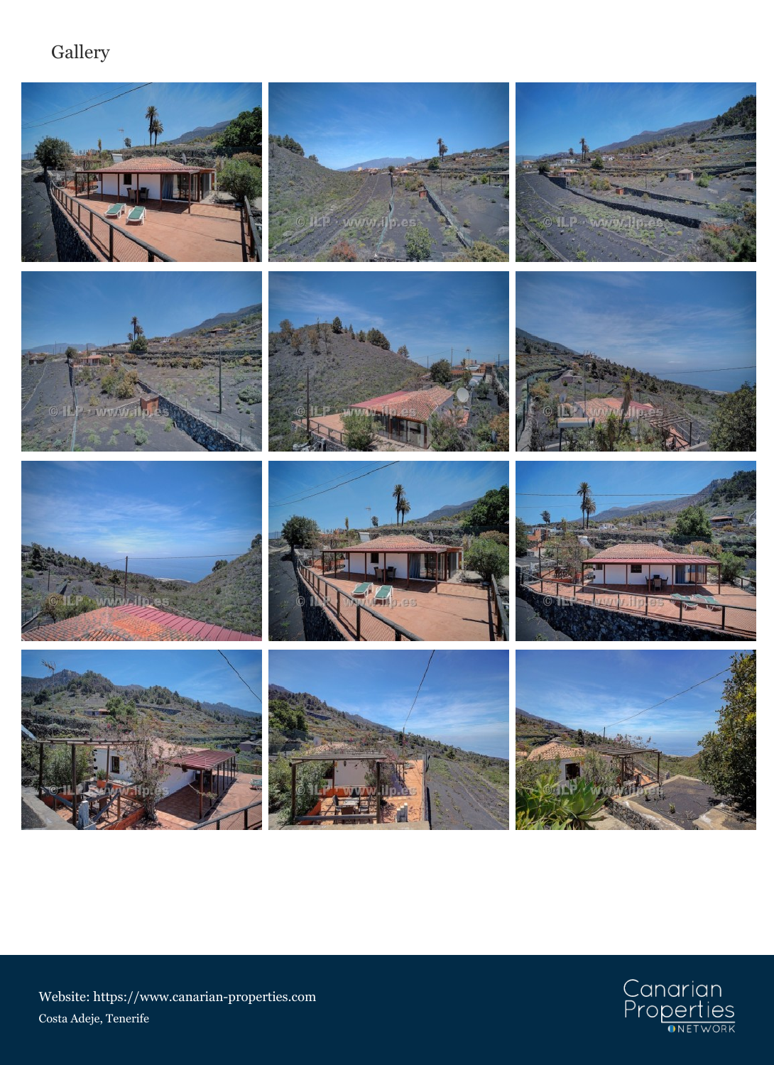Gallery

Website: https://www.canarian-properties.com
Costa Adeje, Tenerife